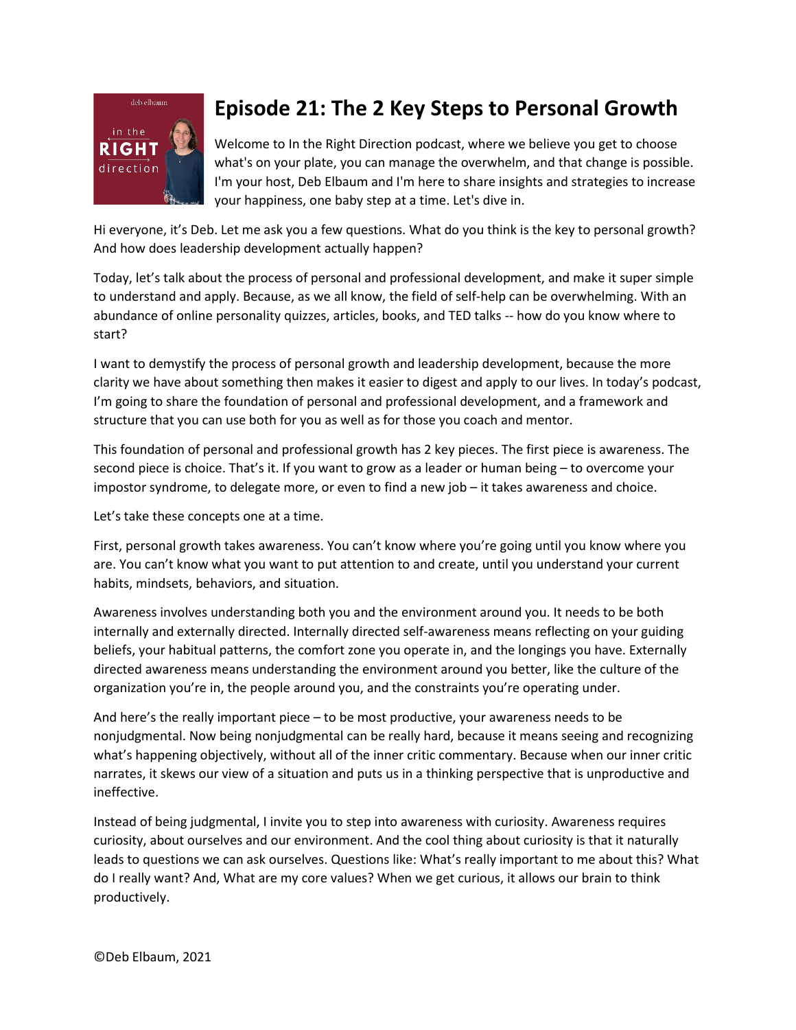# Episode 21: The 2 Key Steps to Personal Growth

Welcome to In the Right Direction podcast, where we believe you get to choose what's on your plate, you can manage the overwhelm, and that change is possible. I'm your host, Deb Elbaum and I'm here to share insights and strategies to increase your happiness, one baby step at a time. Let's dive in.

Hi everyone, it's Deb. Let me ask you a few questions. What do you think is the key to personal growth? And how does leadership development actually happen?

Today, let's talk about the process of personal and professional development, and make it super simple to understand and apply. Because, as we all know, the field of self-help can be overwhelming. With an abundance of online personality quizzes, articles, books, and TED talks -- how do you know where to start?

I want to demystify the process of personal growth and leadership development, because the more clarity we have about something then makes it easier to digest and apply to our lives. In today's podcast, I'm going to share the foundation of personal and professional development, and a framework and structure that you can use both for you as well as for those you coach and mentor.

This foundation of personal and professional growth has 2 key pieces. The first piece is awareness. The second piece is choice. That's it. If you want to grow as a leader or human being – to overcome your impostor syndrome, to delegate more, or even to find a new job – it takes awareness and choice.

Let's take these concepts one at a time.

First, personal growth takes awareness. You can't know where you're going until you know where you are. You can't know what you want to put attention to and create, until you understand your current habits, mindsets, behaviors, and situation.

Awareness involves understanding both you and the environment around you. It needs to be both internally and externally directed. Internally directed self-awareness means reflecting on your guiding beliefs, your habitual patterns, the comfort zone you operate in, and the longings you have. Externally directed awareness means understanding the environment around you better, like the culture of the organization you're in, the people around you, and the constraints you're operating under.

And here's the really important piece – to be most productive, your awareness needs to be nonjudgmental. Now being nonjudgmental can be really hard, because it means seeing and recognizing what's happening objectively, without all of the inner critic commentary. Because when our inner critic narrates, it skews our view of a situation and puts us in a thinking perspective that is unproductive and ineffective.

Instead of being judgmental, I invite you to step into awareness with curiosity. Awareness requires curiosity, about ourselves and our environment. And the cool thing about curiosity is that it naturally leads to questions we can ask ourselves. Questions like: What's really important to me about this? What do I really want? And, What are my core values? When we get curious, it allows our brain to think productively.

©Deb Elbaum, 2021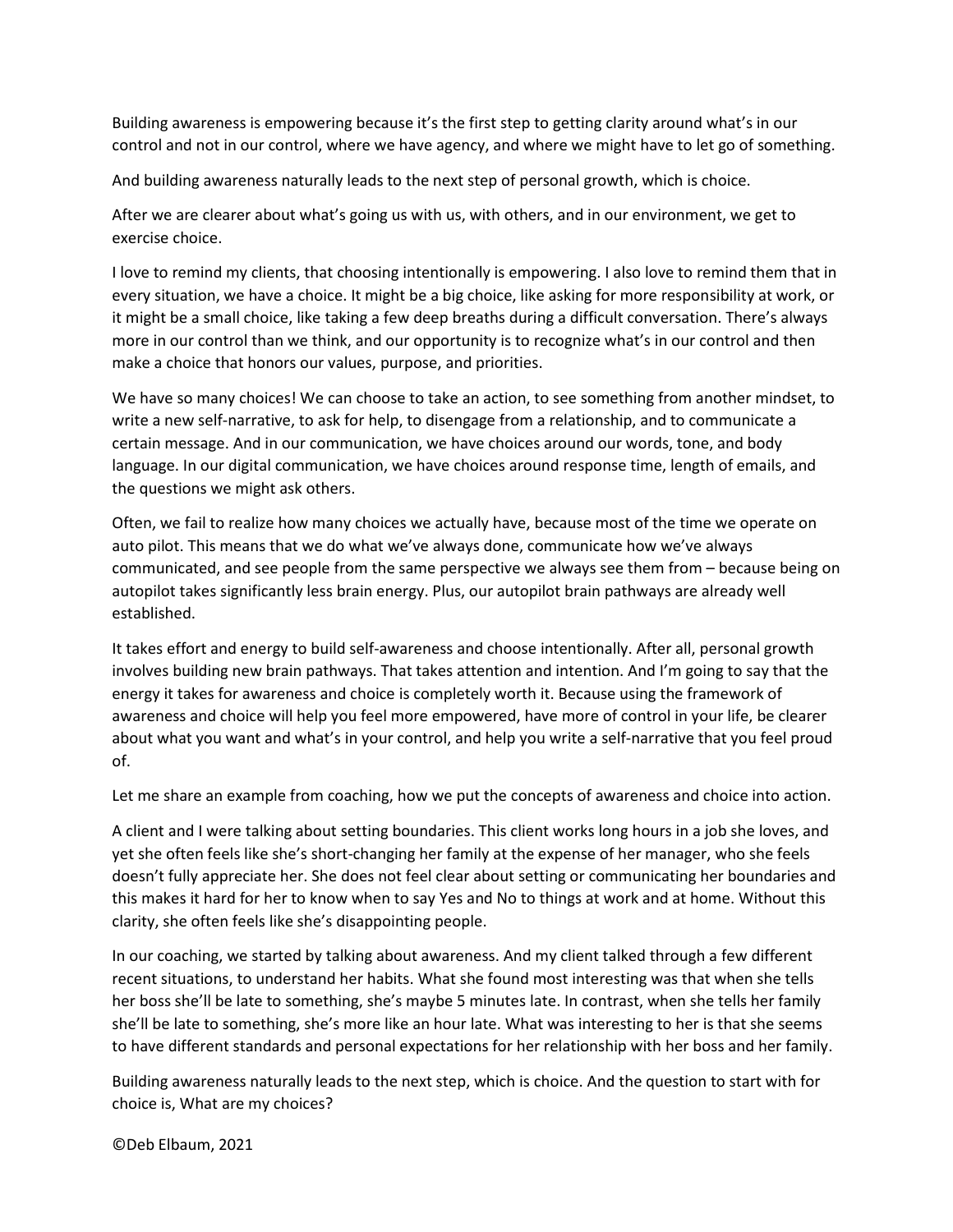Building awareness is empowering because it's the first step to getting clarity around what's in our control and not in our control, where we have agency, and where we might have to let go of something.

And building awareness naturally leads to the next step of personal growth, which is choice.

After we are clearer about what's going us with us, with others, and in our environment, we get to exercise choice.

I love to remind my clients, that choosing intentionally is empowering. I also love to remind them that in every situation, we have a choice. It might be a big choice, like asking for more responsibility at work, or it might be a small choice, like taking a few deep breaths during a difficult conversation. There's always more in our control than we think, and our opportunity is to recognize what's in our control and then make a choice that honors our values, purpose, and priorities.

We have so many choices! We can choose to take an action, to see something from another mindset, to write a new self-narrative, to ask for help, to disengage from a relationship, and to communicate a certain message. And in our communication, we have choices around our words, tone, and body language. In our digital communication, we have choices around response time, length of emails, and the questions we might ask others.

Often, we fail to realize how many choices we actually have, because most of the time we operate on auto pilot. This means that we do what we've always done, communicate how we've always communicated, and see people from the same perspective we always see them from – because being on autopilot takes significantly less brain energy. Plus, our autopilot brain pathways are already well established.

It takes effort and energy to build self-awareness and choose intentionally. After all, personal growth involves building new brain pathways. That takes attention and intention. And I'm going to say that the energy it takes for awareness and choice is completely worth it. Because using the framework of awareness and choice will help you feel more empowered, have more of control in your life, be clearer about what you want and what's in your control, and help you write a self-narrative that you feel proud of.

Let me share an example from coaching, how we put the concepts of awareness and choice into action.

A client and I were talking about setting boundaries. This client works long hours in a job she loves, and yet she often feels like she's short-changing her family at the expense of her manager, who she feels doesn't fully appreciate her. She does not feel clear about setting or communicating her boundaries and this makes it hard for her to know when to say Yes and No to things at work and at home. Without this clarity, she often feels like she's disappointing people.

In our coaching, we started by talking about awareness. And my client talked through a few different recent situations, to understand her habits. What she found most interesting was that when she tells her boss she'll be late to something, she's maybe 5 minutes late. In contrast, when she tells her family she'll be late to something, she's more like an hour late. What was interesting to her is that she seems to have different standards and personal expectations for her relationship with her boss and her family.

Building awareness naturally leads to the next step, which is choice. And the question to start with for choice is, What are my choices?

©Deb Elbaum, 2021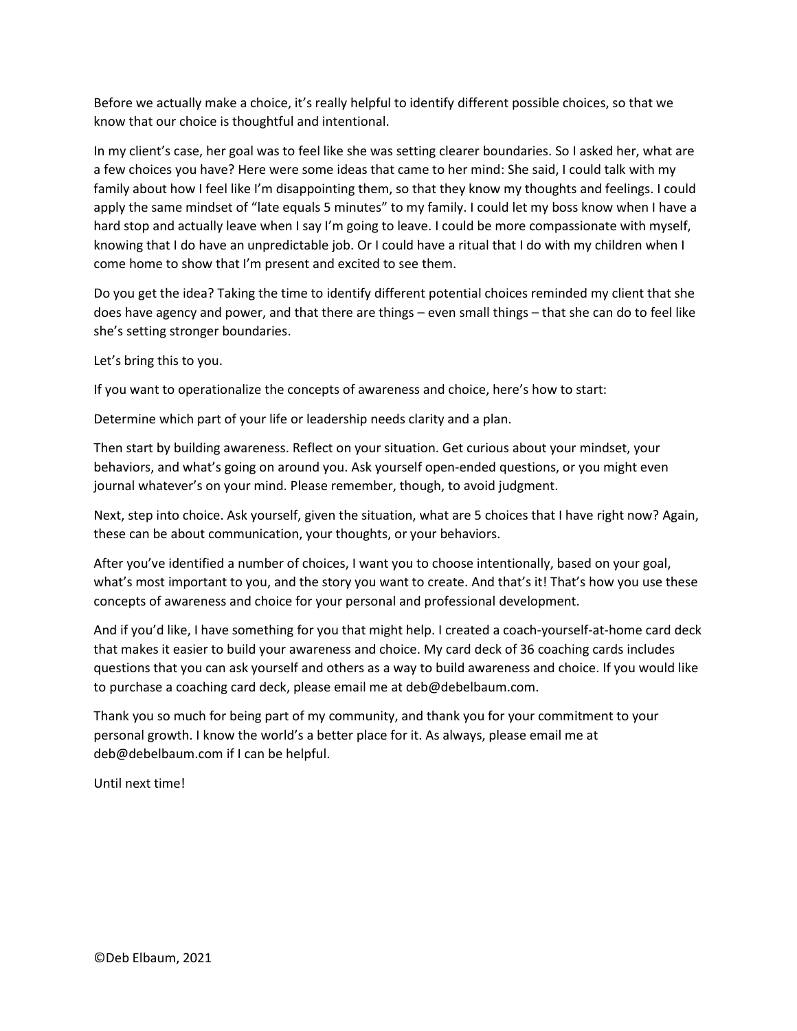Before we actually make a choice, it's really helpful to identify different possible choices, so that we know that our choice is thoughtful and intentional.

In my client's case, her goal was to feel like she was setting clearer boundaries. So I asked her, what are a few choices you have? Here were some ideas that came to her mind: She said, I could talk with my family about how I feel like I'm disappointing them, so that they know my thoughts and feelings. I could apply the same mindset of "late equals 5 minutes" to my family. I could let my boss know when I have a hard stop and actually leave when I say I'm going to leave. I could be more compassionate with myself, knowing that I do have an unpredictable job. Or I could have a ritual that I do with my children when I come home to show that I'm present and excited to see them.

Do you get the idea? Taking the time to identify different potential choices reminded my client that she does have agency and power, and that there are things – even small things – that she can do to feel like she's setting stronger boundaries.

Let's bring this to you.

If you want to operationalize the concepts of awareness and choice, here's how to start:

Determine which part of your life or leadership needs clarity and a plan.

Then start by building awareness. Reflect on your situation. Get curious about your mindset, your behaviors, and what's going on around you. Ask yourself open-ended questions, or you might even journal whatever's on your mind. Please remember, though, to avoid judgment.

Next, step into choice. Ask yourself, given the situation, what are 5 choices that I have right now? Again, these can be about communication, your thoughts, or your behaviors.

After you've identified a number of choices, I want you to choose intentionally, based on your goal, what's most important to you, and the story you want to create. And that's it! That's how you use these concepts of awareness and choice for your personal and professional development.

And if you'd like, I have something for you that might help. I created a coach-yourself-at-home card deck that makes it easier to build your awareness and choice. My card deck of 36 coaching cards includes questions that you can ask yourself and others as a way to build awareness and choice. If you would like to purchase a coaching card deck, please email me at deb@debelbaum.com.

Thank you so much for being part of my community, and thank you for your commitment to your personal growth. I know the world's a better place for it. As always, please email me at deb@debelbaum.com if I can be helpful.

Until next time!

©Deb Elbaum, 2021